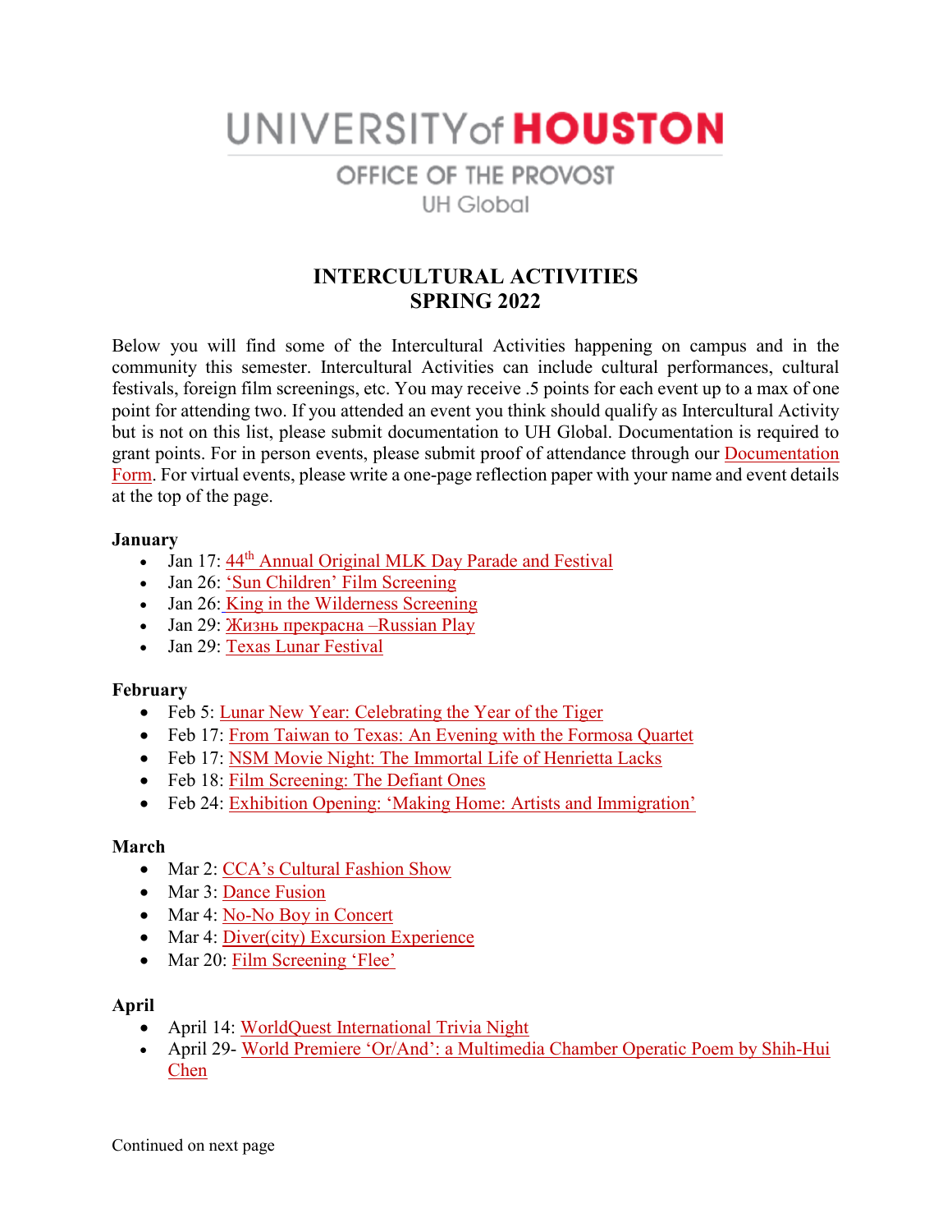UNIVERSITY of HOUSTON

OFFICE OF THE PROVOST

UH Global

# INTERCULTURAL ACTIVITIES
# SPRING 2022

Below you will find some of the Intercultural Activities happening on campus and in the community this semester. Intercultural Activities can include cultural performances, cultural festivals, foreign film screenings, etc. You may receive .5 points for each event up to a max of one point for attending two. If you attended an event you think should qualify as Intercultural Activity but is not on this list, please submit documentation to UH Global. Documentation is required to grant points. For in person events, please submit proof of attendance through our Documentation Form. For virtual events, please write a one-page reflection paper with your name and event details at the top of the page.

**January**

- Jan 17: 44th Annual Original MLK Day Parade and Festival
- Jan 26: 'Sun Children' Film Screening
- Jan 26: King in the Wilderness Screening
- Jan 29: Жизнь прекрасна –Russian Play
- Jan 29: Texas Lunar Festival

**February**

- Feb 5: Lunar New Year: Celebrating the Year of the Tiger
- Feb 17: From Taiwan to Texas: An Evening with the Formosa Quartet
- Feb 17: NSM Movie Night: The Immortal Life of Henrietta Lacks
- Feb 18: Film Screening: The Defiant Ones
- Feb 24: Exhibition Opening: 'Making Home: Artists and Immigration'

**March**

- Mar 2: CCA's Cultural Fashion Show
- Mar 3: Dance Fusion
- Mar 4: No-No Boy in Concert
- Mar 4: Diver(city) Excursion Experience
- Mar 20: Film Screening 'Flee'

**April**

- April 14: WorldQuest International Trivia Night
- April 29- World Premiere 'Or/And': a Multimedia Chamber Operatic Poem by Shih-Hui Chen

Continued on next page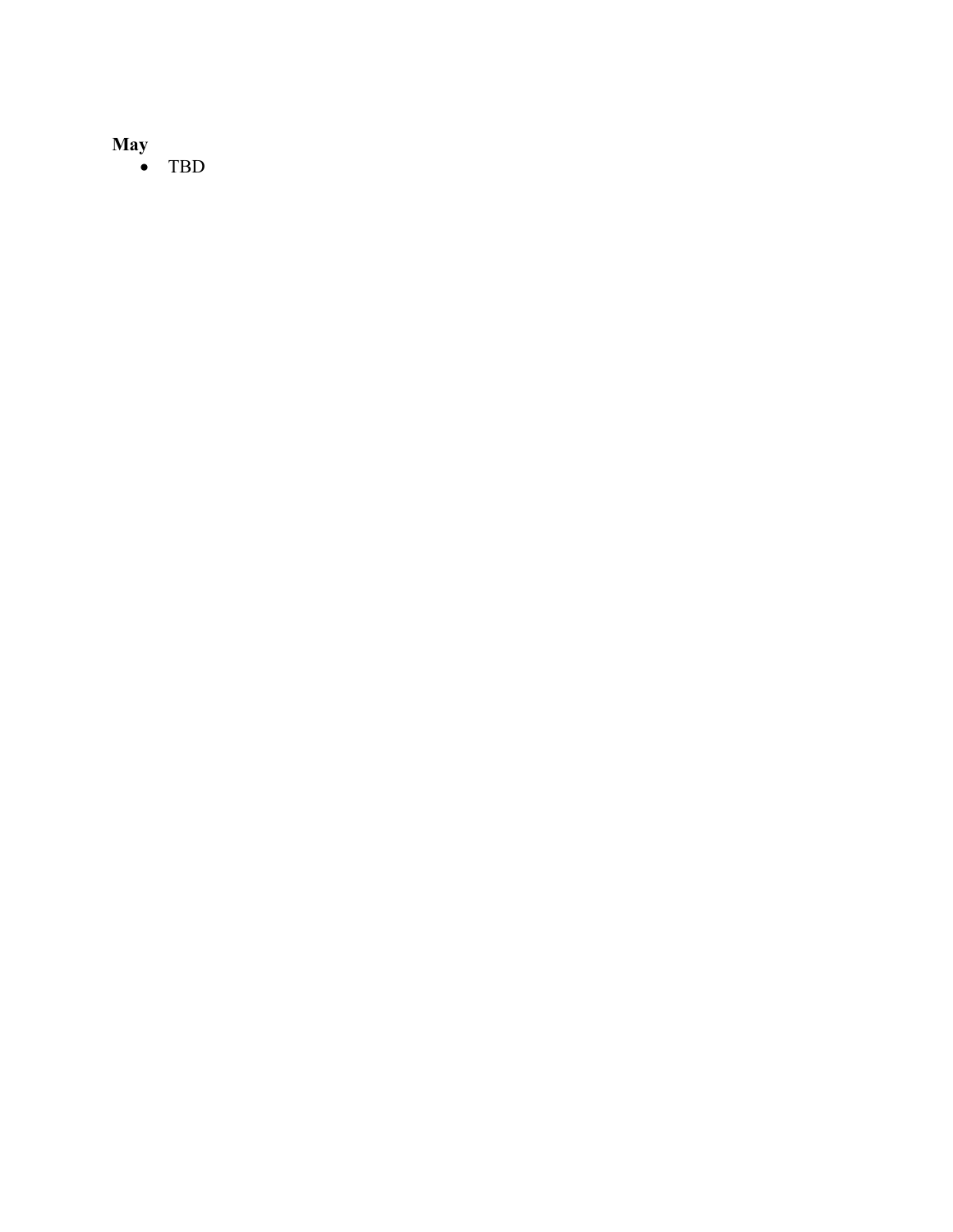**May**

- TBD